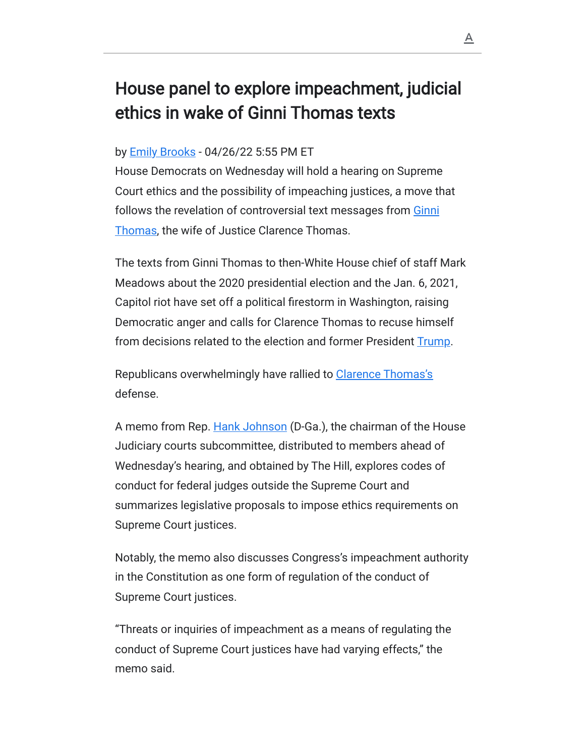# House panel to explore impeachment, judicial ethics in wake of Ginni Thomas texts

by Emily Brooks - 04/26/22 5:55 PM ET

House Democrats on Wednesday will hold a hearing on Supreme Court ethics and the possibility of impeaching justices, a move that follows the revelation of controversial text messages from Ginni Thomas, the wife of Justice Clarence Thomas.

The texts from Ginni Thomas to then-White House chief of staff Mark Meadows about the 2020 presidential election and the Jan. 6, 2021, Capitol riot have set off a political firestorm in Washington, raising Democratic anger and calls for Clarence Thomas to recuse himself from decisions related to the election and former President Trump.

Republicans overwhelmingly have rallied to Clarence Thomas's defense.

A memo from Rep. Hank Johnson (D-Ga.), the chairman of the House Judiciary courts subcommittee, distributed to members ahead of Wednesday's hearing, and obtained by The Hill, explores codes of conduct for federal judges outside the Supreme Court and summarizes legislative proposals to impose ethics requirements on Supreme Court justices.

Notably, the memo also discusses Congress's impeachment authority in the Constitution as one form of regulation of the conduct of Supreme Court justices.

"Threats or inquiries of impeachment as a means of regulating the conduct of Supreme Court justices have had varying effects," the memo said.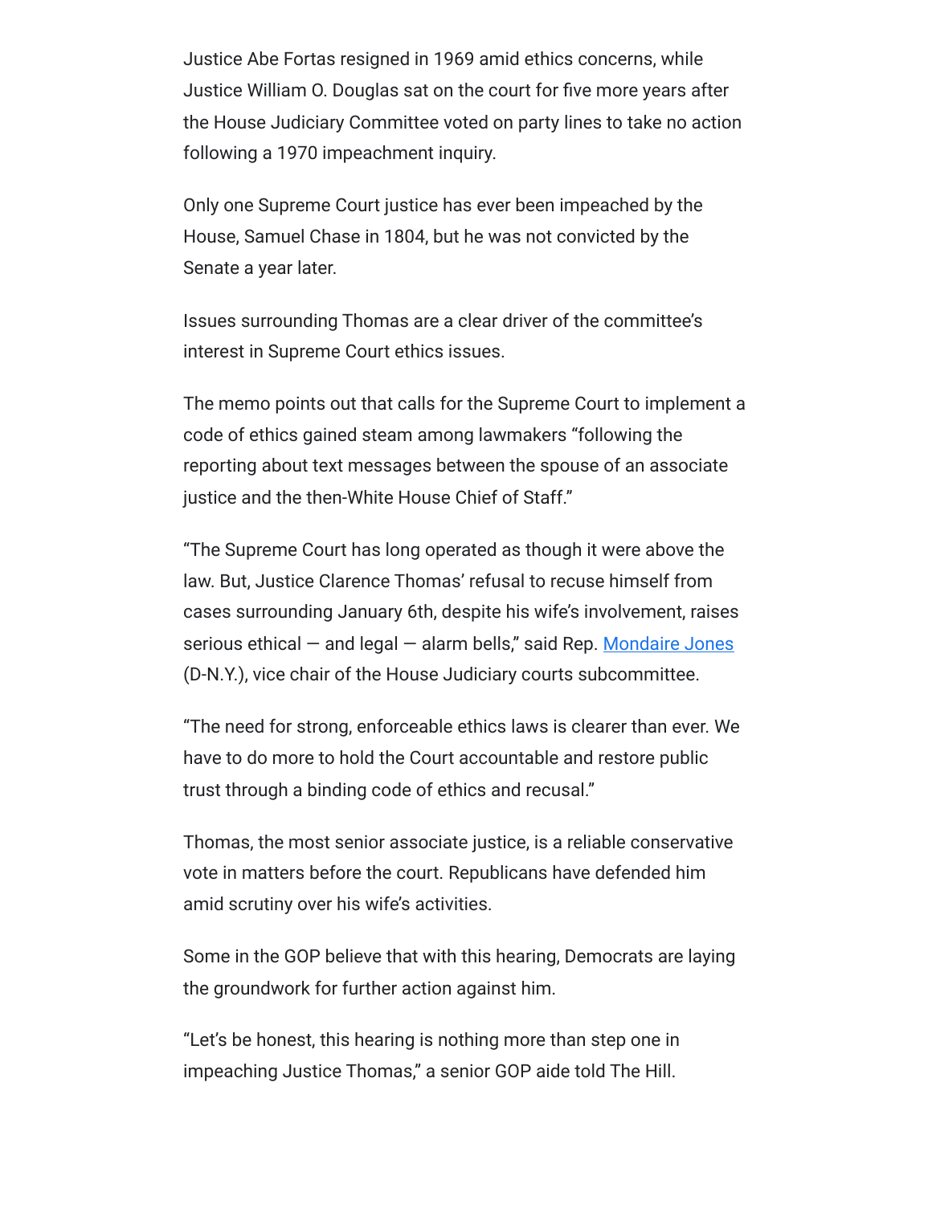Justice Abe Fortas resigned in 1969 amid ethics concerns, while Justice William O. Douglas sat on the court for five more years after the House Judiciary Committee voted on party lines to take no action following a 1970 impeachment inquiry.

Only one Supreme Court justice has ever been impeached by the House, Samuel Chase in 1804, but he was not convicted by the Senate a year later.

Issues surrounding Thomas are a clear driver of the committee's interest in Supreme Court ethics issues.

The memo points out that calls for the Supreme Court to implement a code of ethics gained steam among lawmakers "following the reporting about text messages between the spouse of an associate justice and the then-White House Chief of Staff."

"The Supreme Court has long operated as though it were above the law. But, Justice Clarence Thomas' refusal to recuse himself from cases surrounding January 6th, despite his wife's involvement, raises serious ethical — and legal — alarm bells," said Rep. Mondaire Jones (D-N.Y.), vice chair of the House Judiciary courts subcommittee.

"The need for strong, enforceable ethics laws is clearer than ever. We have to do more to hold the Court accountable and restore public trust through a binding code of ethics and recusal."

Thomas, the most senior associate justice, is a reliable conservative vote in matters before the court. Republicans have defended him amid scrutiny over his wife's activities.

Some in the GOP believe that with this hearing, Democrats are laying the groundwork for further action against him.

"Let's be honest, this hearing is nothing more than step one in impeaching Justice Thomas," a senior GOP aide told The Hill.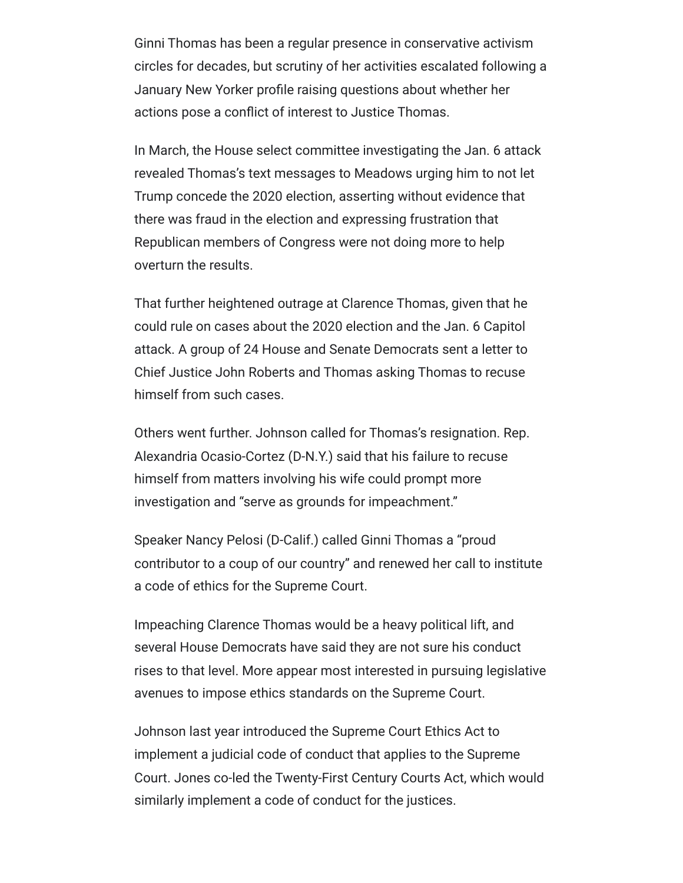Ginni Thomas has been a regular presence in conservative activism circles for decades, but scrutiny of her activities escalated following a January New Yorker profile raising questions about whether her actions pose a conflict of interest to Justice Thomas.

In March, the House select committee investigating the Jan. 6 attack revealed Thomas's text messages to Meadows urging him to not let Trump concede the 2020 election, asserting without evidence that there was fraud in the election and expressing frustration that Republican members of Congress were not doing more to help overturn the results.

That further heightened outrage at Clarence Thomas, given that he could rule on cases about the 2020 election and the Jan. 6 Capitol attack. A group of 24 House and Senate Democrats sent a letter to Chief Justice John Roberts and Thomas asking Thomas to recuse himself from such cases.

Others went further. Johnson called for Thomas's resignation. Rep. Alexandria Ocasio-Cortez (D-N.Y.) said that his failure to recuse himself from matters involving his wife could prompt more investigation and "serve as grounds for impeachment."

Speaker Nancy Pelosi (D-Calif.) called Ginni Thomas a "proud contributor to a coup of our country" and renewed her call to institute a code of ethics for the Supreme Court.

Impeaching Clarence Thomas would be a heavy political lift, and several House Democrats have said they are not sure his conduct rises to that level. More appear most interested in pursuing legislative avenues to impose ethics standards on the Supreme Court.

Johnson last year introduced the Supreme Court Ethics Act to implement a judicial code of conduct that applies to the Supreme Court. Jones co-led the Twenty-First Century Courts Act, which would similarly implement a code of conduct for the justices.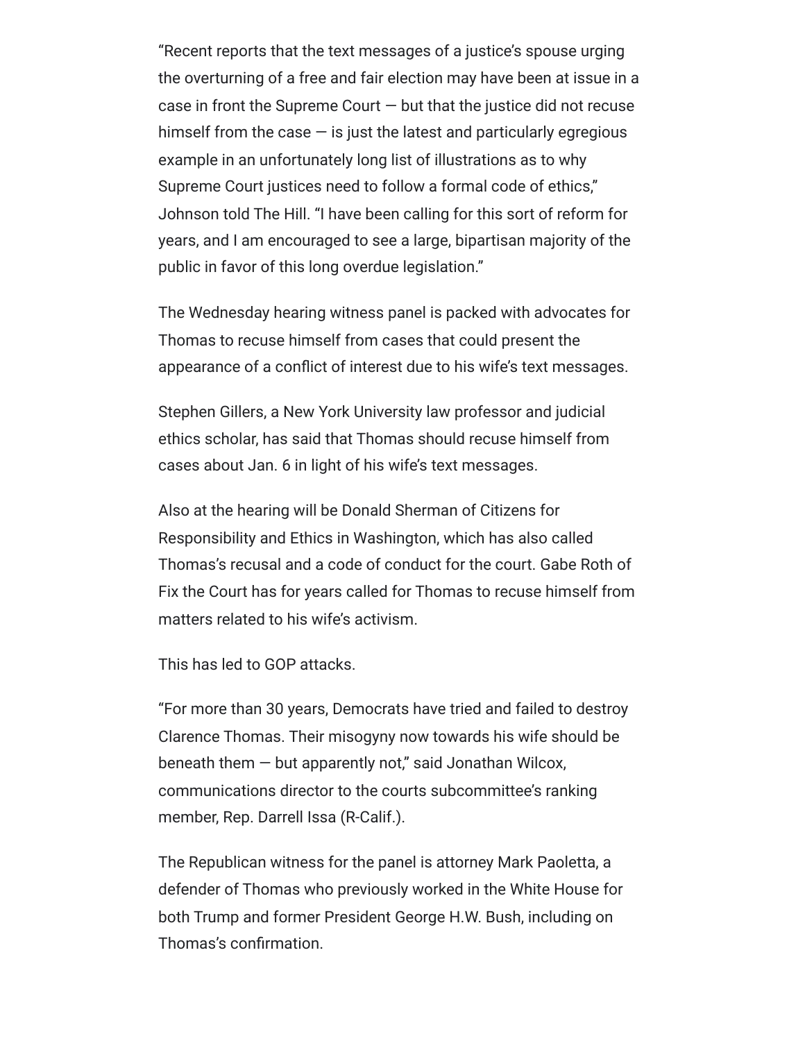"Recent reports that the text messages of a justice's spouse urging the overturning of a free and fair election may have been at issue in a case in front the Supreme Court — but that the justice did not recuse himself from the case — is just the latest and particularly egregious example in an unfortunately long list of illustrations as to why Supreme Court justices need to follow a formal code of ethics," Johnson told The Hill. "I have been calling for this sort of reform for years, and I am encouraged to see a large, bipartisan majority of the public in favor of this long overdue legislation."

The Wednesday hearing witness panel is packed with advocates for Thomas to recuse himself from cases that could present the appearance of a conflict of interest due to his wife's text messages.

Stephen Gillers, a New York University law professor and judicial ethics scholar, has said that Thomas should recuse himself from cases about Jan. 6 in light of his wife's text messages.

Also at the hearing will be Donald Sherman of Citizens for Responsibility and Ethics in Washington, which has also called Thomas's recusal and a code of conduct for the court. Gabe Roth of Fix the Court has for years called for Thomas to recuse himself from matters related to his wife's activism.

This has led to GOP attacks.

"For more than 30 years, Democrats have tried and failed to destroy Clarence Thomas. Their misogyny now towards his wife should be beneath them — but apparently not," said Jonathan Wilcox, communications director to the courts subcommittee's ranking member, Rep. Darrell Issa (R-Calif.).

The Republican witness for the panel is attorney Mark Paoletta, a defender of Thomas who previously worked in the White House for both Trump and former President George H.W. Bush, including on Thomas's confirmation.